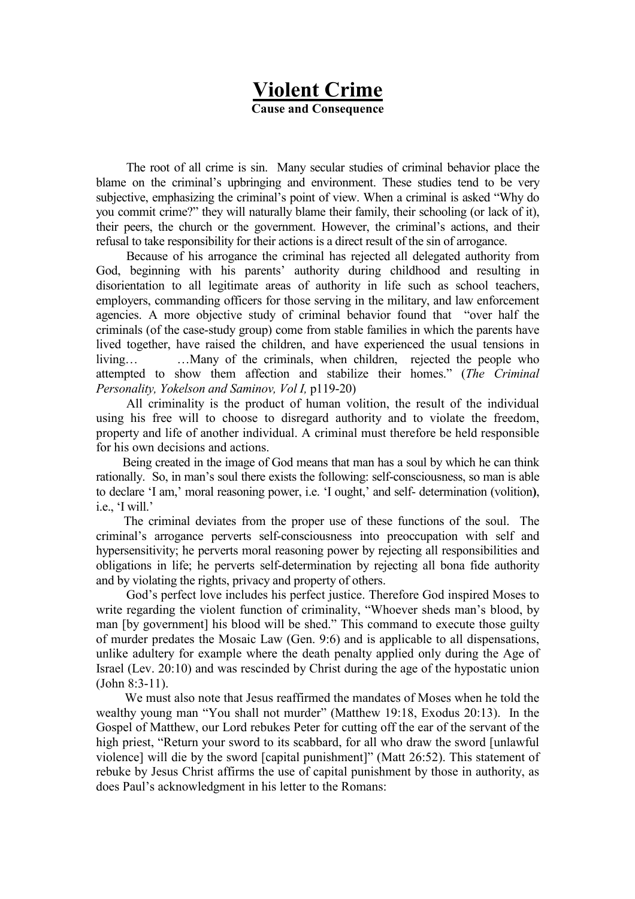# Violent Crime

**Cause and Consequence**

The root of all crime is sin. Many secular studies of criminal behavior place the blame on the criminal's upbringing and environment. These studies tend to be very subjective, emphasizing the criminal's point of view. When a criminal is asked "Why do you commit crime?" they will naturally blame their family, their schooling (or lack of it), their peers, the church or the government. However, the criminal's actions, and their refusal to take responsibility for their actions is a direct result of the sin of arrogance.

Because of his arrogance the criminal has rejected all delegated authority from God, beginning with his parents' authority during childhood and resulting in disorientation to all legitimate areas of authority in life such as school teachers, employers, commanding officers for those serving in the military, and law enforcement agencies. A more objective study of criminal behavior found that "over half the criminals (of the case-study group) come from stable families in which the parents have lived together, have raised the children, and have experienced the usual tensions in living… …Many of the criminals, when children, rejected the people who attempted to show them affection and stabilize their homes." (*The Criminal Personality, Yokelson and Saminov, Vol I,* p119-20)

All criminality is the product of human volition, the result of the individual using his free will to choose to disregard authority and to violate the freedom, property and life of another individual. A criminal must therefore be held responsible for his own decisions and actions.

Being created in the image of God means that man has a soul by which he can think rationally. So, in man's soul there exists the following: self-consciousness, so man is able to declare 'I am,' moral reasoning power, i.e. 'I ought,' and self- determination (volition**)**, i.e., 'I will.'

The criminal deviates from the proper use of these functions of the soul. The criminal's arrogance perverts self-consciousness into preoccupation with self and hypersensitivity; he perverts moral reasoning power by rejecting all responsibilities and obligations in life; he perverts self-determination by rejecting all bona fide authority and by violating the rights, privacy and property of others.

God's perfect love includes his perfect justice. Therefore God inspired Moses to write regarding the violent function of criminality, "Whoever sheds man's blood, by man [by government] his blood will be shed." This command to execute those guilty of murder predates the Mosaic Law (Gen. 9:6) and is applicable to all dispensations, unlike adultery for example where the death penalty applied only during the Age of Israel (Lev. 20:10) and was rescinded by Christ during the age of the hypostatic union (John 8:3-11).

We must also note that Jesus reaffirmed the mandates of Moses when he told the wealthy young man "You shall not murder" (Matthew 19:18, Exodus 20:13). In the Gospel of Matthew, our Lord rebukes Peter for cutting off the ear of the servant of the high priest, "Return your sword to its scabbard, for all who draw the sword [unlawful violence] will die by the sword [capital punishment]" (Matt 26:52). This statement of rebuke by Jesus Christ affirms the use of capital punishment by those in authority, as does Paul's acknowledgment in his letter to the Romans: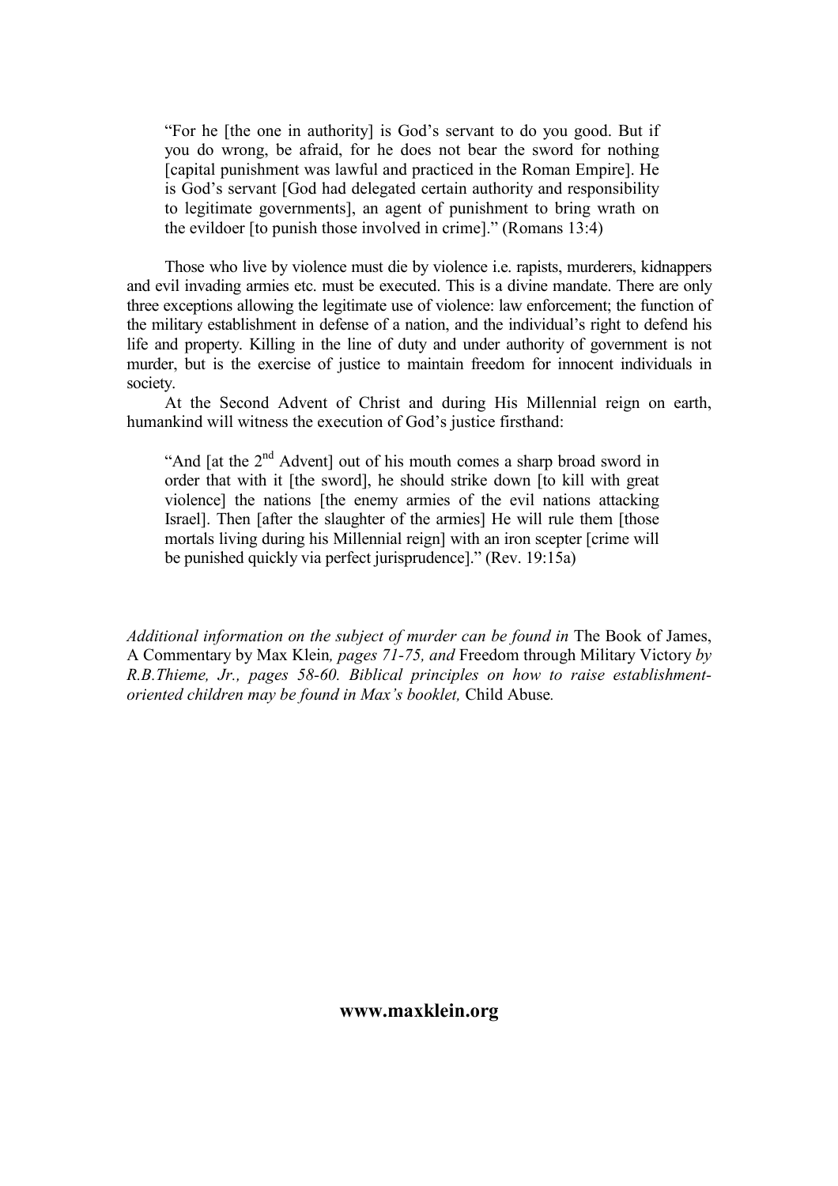> "For he [the one in authority] is God's servant to do you good. But if you do wrong, be afraid, for he does not bear the sword for nothing [capital punishment was lawful and practiced in the Roman Empire]. He is God's servant [God had delegated certain authority and responsibility to legitimate governments], an agent of punishment to bring wrath on the evildoer [to punish those involved in crime]." (Romans 13:4)

Those who live by violence must die by violence i.e. rapists, murderers, kidnappers and evil invading armies etc. must be executed. This is a divine mandate. There are only three exceptions allowing the legitimate use of violence: law enforcement; the function of the military establishment in defense of a nation, and the individual's right to defend his life and property. Killing in the line of duty and under authority of government is not murder, but is the exercise of justice to maintain freedom for innocent individuals in society.

At the Second Advent of Christ and during His Millennial reign on earth, humankind will witness the execution of God's justice firsthand:

> "And [at the 2nd Advent] out of his mouth comes a sharp broad sword in order that with it [the sword], he should strike down [to kill with great violence] the nations [the enemy armies of the evil nations attacking Israel]. Then [after the slaughter of the armies] He will rule them [those mortals living during his Millennial reign] with an iron scepter [crime will be punished quickly via perfect jurisprudence]." (Rev. 19:15a)

*Additional information on the subject of murder can be found in* The Book of James, A Commentary by Max Klein*, pages 71-75, and* Freedom through Military Victory *by R.B.Thieme, Jr., pages 58-60. Biblical principles on how to raise establishment-oriented children may be found in Max's booklet,* Child Abuse*.*

**www.maxklein.org**